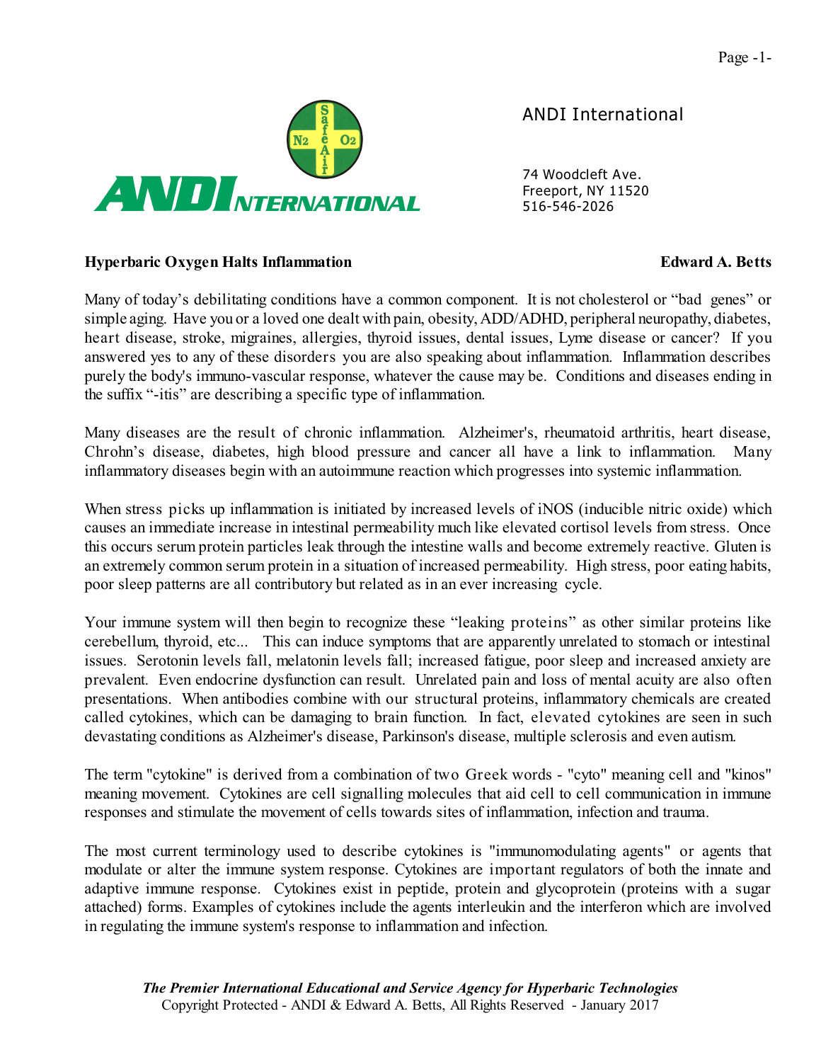ANDI International

74 Woodcleft Ave.
Freeport, NY 11520
516-546-2026

**Hyperbaric Oxygen Halts Inflammation** **Edward A. Betts**

Many of today's debilitating conditions have a common component. It is not cholesterol or "bad genes" or simple aging. Have you or a loved one dealt with pain, obesity, ADD/ADHD, peripheral neuropathy, diabetes, heart disease, stroke, migraines, allergies, thyroid issues, dental issues, Lyme disease or cancer? If you answered yes to any of these disorders you are also speaking about inflammation. Inflammation describes purely the body's immuno-vascular response, whatever the cause may be. Conditions and diseases ending in the suffix "-itis" are describing a specific type of inflammation.

Many diseases are the result of chronic inflammation. Alzheimer's, rheumatoid arthritis, heart disease, Chrohn's disease, diabetes, high blood pressure and cancer all have a link to inflammation. Many inflammatory diseases begin with an autoimmune reaction which progresses into systemic inflammation.

When stress picks up inflammation is initiated by increased levels of iNOS (inducible nitric oxide) which causes an immediate increase in intestinal permeability much like elevated cortisol levels from stress. Once this occurs serum protein particles leak through the intestine walls and become extremely reactive. Gluten is an extremely common serum protein in a situation of increased permeability. High stress, poor eating habits, poor sleep patterns are all contributory but related as in an ever increasing cycle.

Your immune system will then begin to recognize these "leaking proteins" as other similar proteins like cerebellum, thyroid, etc... This can induce symptoms that are apparently unrelated to stomach or intestinal issues. Serotonin levels fall, melatonin levels fall; increased fatigue, poor sleep and increased anxiety are prevalent. Even endocrine dysfunction can result. Unrelated pain and loss of mental acuity are also often presentations. When antibodies combine with our structural proteins, inflammatory chemicals are created called cytokines, which can be damaging to brain function. In fact, elevated cytokines are seen in such devastating conditions as Alzheimer's disease, Parkinson's disease, multiple sclerosis and even autism.

The term "cytokine" is derived from a combination of two Greek words - "cyto" meaning cell and "kinos" meaning movement. Cytokines are cell signalling molecules that aid cell to cell communication in immune responses and stimulate the movement of cells towards sites of inflammation, infection and trauma.

The most current terminology used to describe cytokines is "immunomodulating agents" or agents that modulate or alter the immune system response. Cytokines are important regulators of both the innate and adaptive immune response. Cytokines exist in peptide, protein and glycoprotein (proteins with a sugar attached) forms. Examples of cytokines include the agents interleukin and the interferon which are involved in regulating the immune system's response to inflammation and infection.

***The Premier International Educational and Service Agency for Hyperbaric Technologies***
Copyright Protected - ANDI & Edward A. Betts, All Rights Reserved - January 2017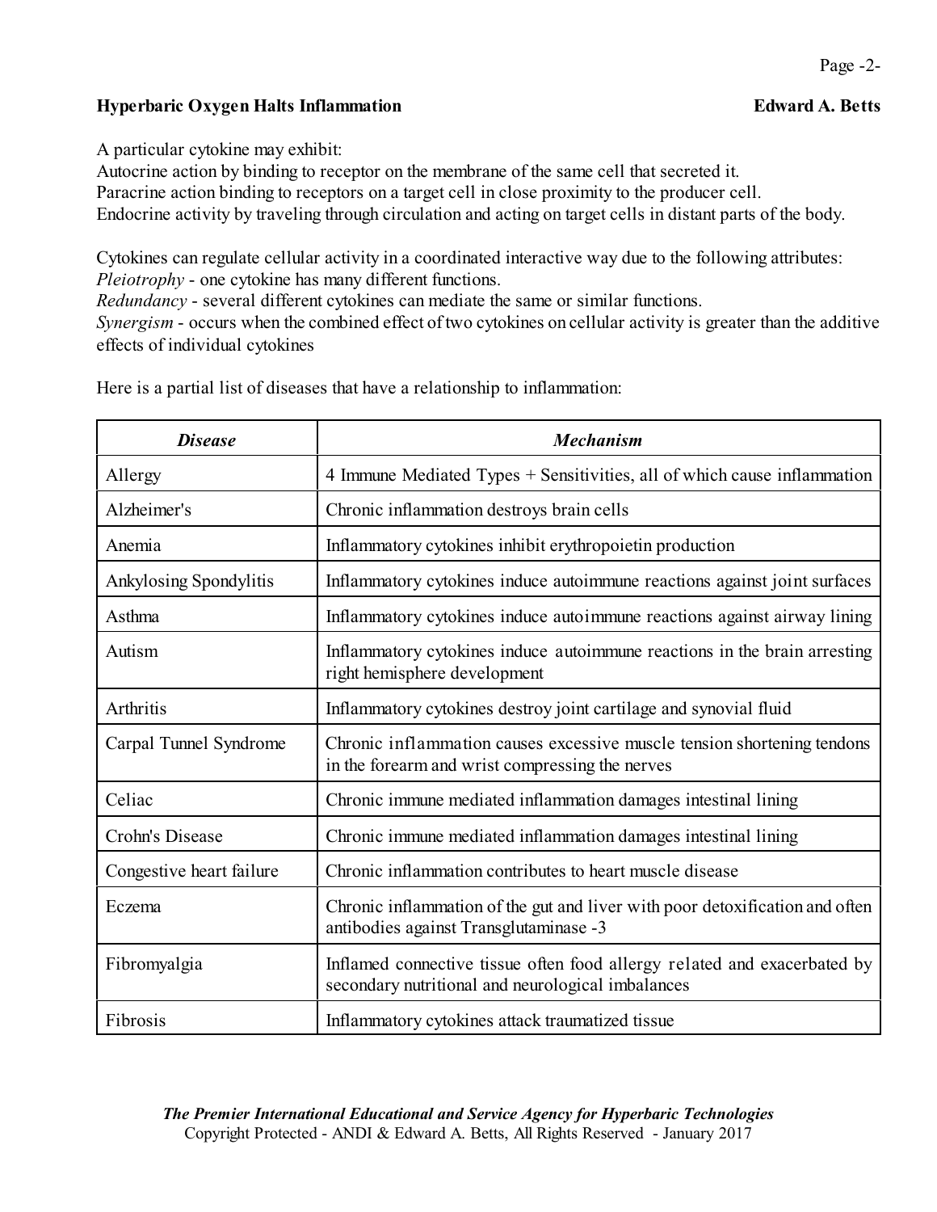A particular cytokine may exhibit:
Autocrine action by binding to receptor on the membrane of the same cell that secreted it.
Paracrine action binding to receptors on a target cell in close proximity to the producer cell.
Endocrine activity by traveling through circulation and acting on target cells in distant parts of the body.

Cytokines can regulate cellular activity in a coordinated interactive way due to the following attributes:
*Pleiotrophy* - one cytokine has many different functions.
*Redundancy* - several different cytokines can mediate the same or similar functions.
*Synergism* - occurs when the combined effect of two cytokines on cellular activity is greater than the additive effects of individual cytokines

Here is a partial list of diseases that have a relationship to inflammation:

| ***Disease*** | ***Mechanism*** |
|---|---|
| Allergy | 4 Immune Mediated Types + Sensitivities, all of which cause inflammation |
| Alzheimer's | Chronic inflammation destroys brain cells |
| Anemia | Inflammatory cytokines inhibit erythropoietin production |
| Ankylosing Spondylitis | Inflammatory cytokines induce autoimmune reactions against joint surfaces |
| Asthma | Inflammatory cytokines induce autoimmune reactions against airway lining |
| Autism | Inflammatory cytokines induce autoimmune reactions in the brain arresting right hemisphere development |
| Arthritis | Inflammatory cytokines destroy joint cartilage and synovial fluid |
| Carpal Tunnel Syndrome | Chronic inflammation causes excessive muscle tension shortening tendons in the forearm and wrist compressing the nerves |
| Celiac | Chronic immune mediated inflammation damages intestinal lining |
| Crohn's Disease | Chronic immune mediated inflammation damages intestinal lining |
| Congestive heart failure | Chronic inflammation contributes to heart muscle disease |
| Eczema | Chronic inflammation of the gut and liver with poor detoxification and often antibodies against Transglutaminase -3 |
| Fibromyalgia | Inflamed connective tissue often food allergy related and exacerbated by secondary nutritional and neurological imbalances |
| Fibrosis | Inflammatory cytokines attack traumatized tissue |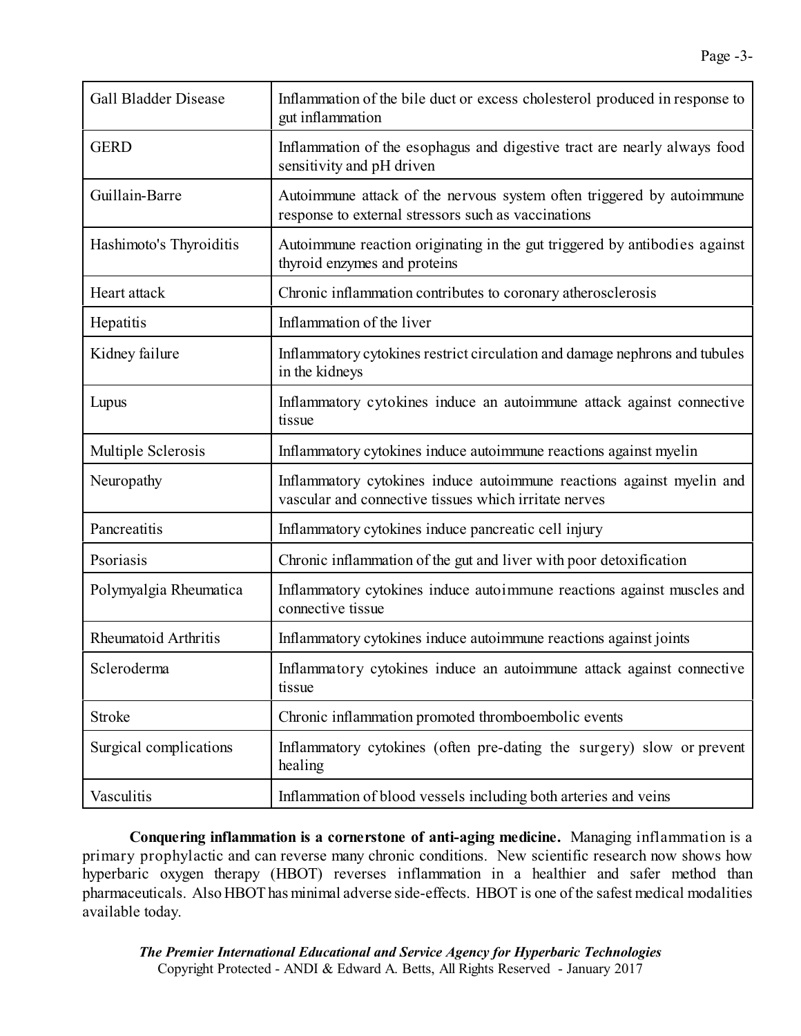| Gall Bladder Disease | Inflammation of the bile duct or excess cholesterol produced in response to gut inflammation |
|---|---|
| GERD | Inflammation of the esophagus and digestive tract are nearly always food sensitivity and pH driven |
| Guillain-Barre | Autoimmune attack of the nervous system often triggered by autoimmune response to external stressors such as vaccinations |
| Hashimoto's Thyroiditis | Autoimmune reaction originating in the gut triggered by antibodies against thyroid enzymes and proteins |
| Heart attack | Chronic inflammation contributes to coronary atherosclerosis |
| Hepatitis | Inflammation of the liver |
| Kidney failure | Inflammatory cytokines restrict circulation and damage nephrons and tubules in the kidneys |
| Lupus | Inflammatory cytokines induce an autoimmune attack against connective tissue |
| Multiple Sclerosis | Inflammatory cytokines induce autoimmune reactions against myelin |
| Neuropathy | Inflammatory cytokines induce autoimmune reactions against myelin and vascular and connective tissues which irritate nerves |
| Pancreatitis | Inflammatory cytokines induce pancreatic cell injury |
| Psoriasis | Chronic inflammation of the gut and liver with poor detoxification |
| Polymyalgia Rheumatica | Inflammatory cytokines induce autoimmune reactions against muscles and connective tissue |
| Rheumatoid Arthritis | Inflammatory cytokines induce autoimmune reactions against joints |
| Scleroderma | Inflammatory cytokines induce an autoimmune attack against connective tissue |
| Stroke | Chronic inflammation promoted thromboembolic events |
| Surgical complications | Inflammatory cytokines (often pre-dating the surgery) slow or prevent healing |
| Vasculitis | Inflammation of blood vessels including both arteries and veins |

**Conquering inflammation is a cornerstone of anti-aging medicine.** Managing inflammation is a primary prophylactic and can reverse many chronic conditions. New scientific research now shows how hyperbaric oxygen therapy (HBOT) reverses inflammation in a healthier and safer method than pharmaceuticals. Also HBOT has minimal adverse side-effects. HBOT is one of the safest medical modalities available today.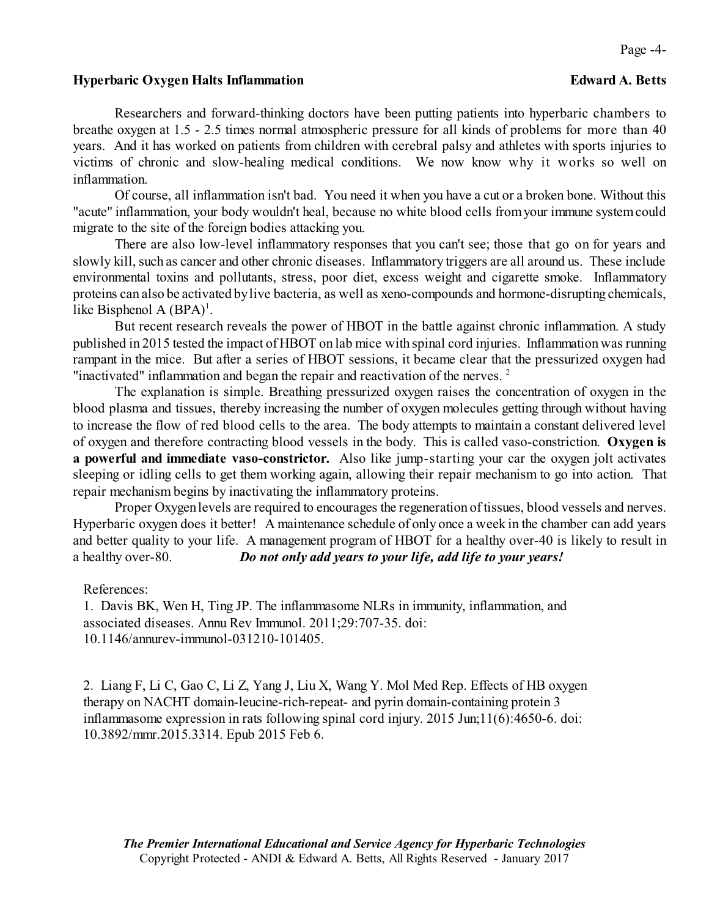**Hyperbaric Oxygen Halts Inflammation** **Edward A. Betts**

Researchers and forward-thinking doctors have been putting patients into hyperbaric chambers to breathe oxygen at 1.5 - 2.5 times normal atmospheric pressure for all kinds of problems for more than 40 years. And it has worked on patients from children with cerebral palsy and athletes with sports injuries to victims of chronic and slow-healing medical conditions. We now know why it works so well on inflammation.

Of course, all inflammation isn't bad. You need it when you have a cut or a broken bone. Without this "acute" inflammation, your body wouldn't heal, because no white blood cells from your immune system could migrate to the site of the foreign bodies attacking you.

There are also low-level inflammatory responses that you can't see; those that go on for years and slowly kill, such as cancer and other chronic diseases. Inflammatory triggers are all around us. These include environmental toxins and pollutants, stress, poor diet, excess weight and cigarette smoke. Inflammatory proteins can also be activated by live bacteria, as well as xeno-compounds and hormone-disrupting chemicals, like Bisphenol A (BPA)[1].

But recent research reveals the power of HBOT in the battle against chronic inflammation. A study published in 2015 tested the impact of HBOT on lab mice with spinal cord injuries. Inflammation was running rampant in the mice. But after a series of HBOT sessions, it became clear that the pressurized oxygen had "inactivated" inflammation and began the repair and reactivation of the nerves. [2]

The explanation is simple. Breathing pressurized oxygen raises the concentration of oxygen in the blood plasma and tissues, thereby increasing the number of oxygen molecules getting through without having to increase the flow of red blood cells to the area. The body attempts to maintain a constant delivered level of oxygen and therefore contracting blood vessels in the body. This is called vaso-constriction. **Oxygen is a powerful and immediate vaso-constrictor.** Also like jump-starting your car the oxygen jolt activates sleeping or idling cells to get them working again, allowing their repair mechanism to go into action. That repair mechanism begins by inactivating the inflammatory proteins.

Proper Oxygen levels are required to encourages the regeneration of tissues, blood vessels and nerves. Hyperbaric oxygen does it better! A maintenance schedule of only once a week in the chamber can add years and better quality to your life. A management program of HBOT for a healthy over-40 is likely to result in a healthy over-80. ***Do not only add years to your life, add life to your years!***

References:

1. Davis BK, Wen H, Ting JP. The inflammasome NLRs in immunity, inflammation, and associated diseases. Annu Rev Immunol. 2011;29:707-35. doi: 10.1146/annurev-immunol-031210-101405.

2. Liang F, Li C, Gao C, Li Z, Yang J, Liu X, Wang Y. Mol Med Rep. Effects of HB oxygen therapy on NACHT domain-leucine-rich-repeat- and pyrin domain-containing protein 3 inflammasome expression in rats following spinal cord injury. 2015 Jun;11(6):4650-6. doi: 10.3892/mmr.2015.3314. Epub 2015 Feb 6.

***The Premier International Educational and Service Agency for Hyperbaric Technologies***
Copyright Protected - ANDI & Edward A. Betts, All Rights Reserved - January 2017